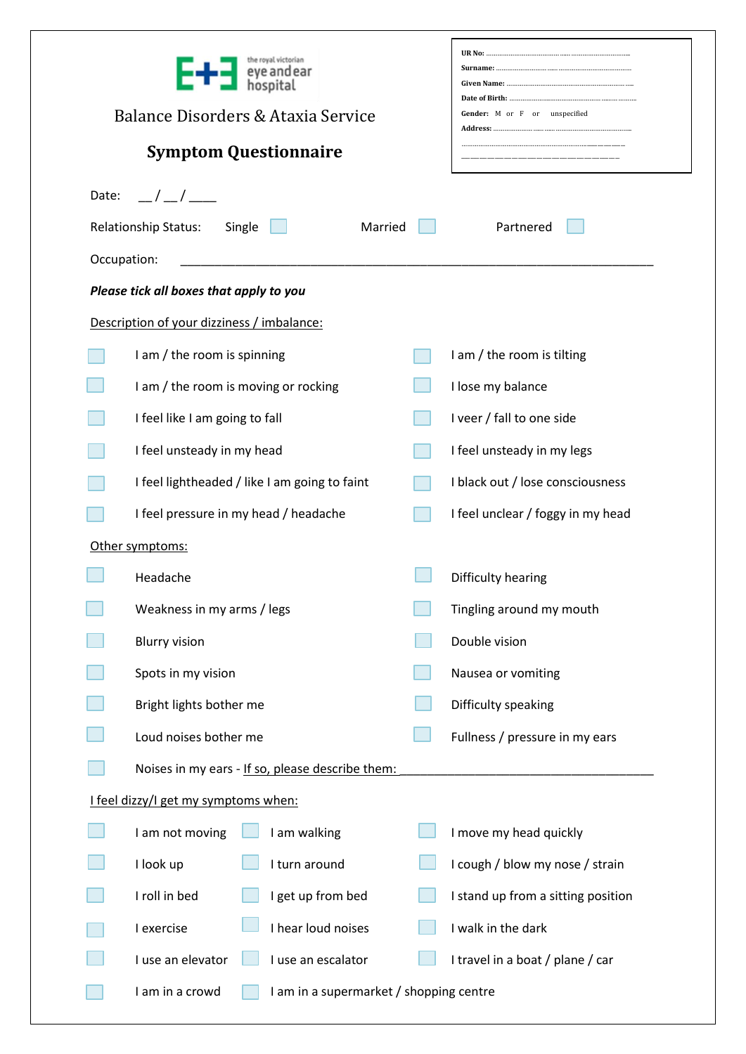the royal victorian eye and ear hospital

Balance Disorders & Ataxia Service

# Symptom Questionnaire

UR No: ........................................

Surname: ........................................

Given Name: ........................................

Date of Birth: ........................................

Gender: M or F or unspecified

Address: ........................................

........................................

........................................

Date: __ / __ / ____

Relationship Status: Single ☐ Married ☐ Partnered ☐

Occupation: ______________________________________________________________________

***Please tick all boxes that apply to you***

Description of your dizziness / imbalance:

- ☐ I am / the room is spinning
- ☐ I am / the room is tilting
- ☐ I am / the room is moving or rocking
- ☐ I lose my balance
- ☐ I feel like I am going to fall
- ☐ I veer / fall to one side
- ☐ I feel unsteady in my head
- ☐ I feel unsteady in my legs
- ☐ I feel lightheaded / like I am going to faint
- ☐ I black out / lose consciousness
- ☐ I feel pressure in my head / headache
- ☐ I feel unclear / foggy in my head

Other symptoms:

- ☐ Headache
- ☐ Difficulty hearing
- ☐ Weakness in my arms / legs
- ☐ Tingling around my mouth
- ☐ Blurry vision
- ☐ Double vision
- ☐ Spots in my vision
- ☐ Nausea or vomiting
- ☐ Bright lights bother me
- ☐ Difficulty speaking
- ☐ Loud noises bother me
- ☐ Fullness / pressure in my ears
- ☐ Noises in my ears - If so, please describe them: ______________________________________

I feel dizzy/I get my symptoms when:

- ☐ I am not moving
- ☐ I am walking
- ☐ I move my head quickly
- ☐ I look up
- ☐ I turn around
- ☐ I cough / blow my nose / strain
- ☐ I roll in bed
- ☐ I get up from bed
- ☐ I stand up from a sitting position
- ☐ I exercise
- ☐ I hear loud noises
- ☐ I walk in the dark
- ☐ I use an elevator
- ☐ I use an escalator
- ☐ I travel in a boat / plane / car
- ☐ I am in a crowd
- ☐ I am in a supermarket / shopping centre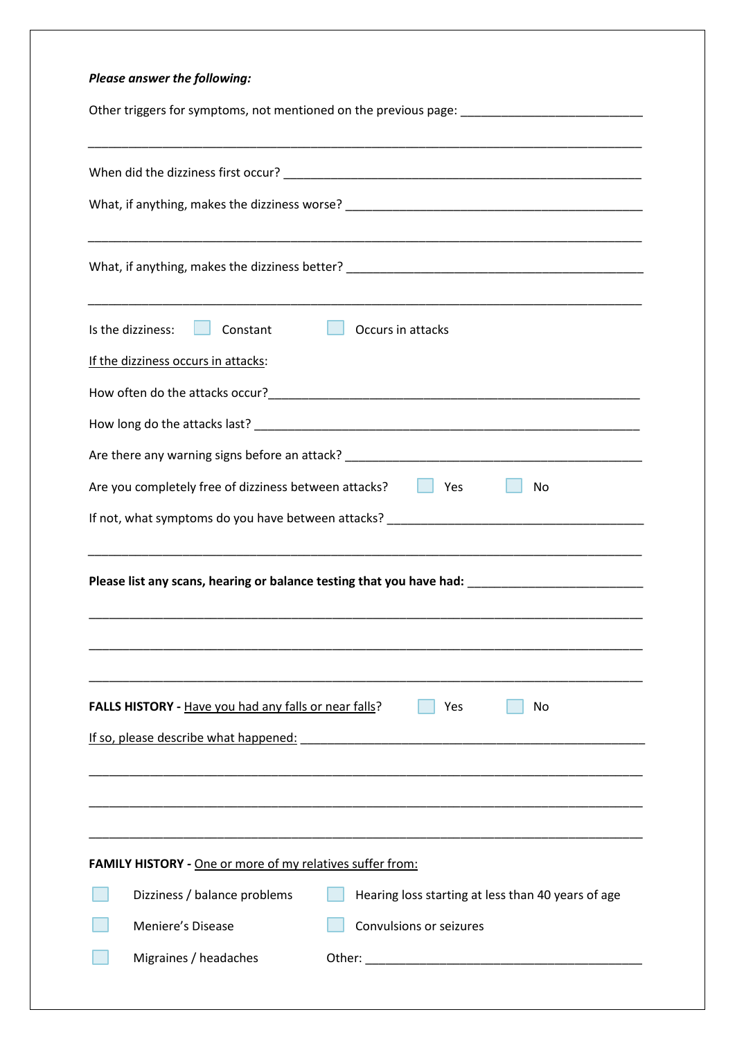***Please answer the following:***

Other triggers for symptoms, not mentioned on the previous page: ___________________________

_________________________________________________________________________________

When did the dizziness first occur? _____________________________________________________

What, if anything, makes the dizziness worse? ____________________________________________

_________________________________________________________________________________

What, if anything, makes the dizziness better? ____________________________________________

_________________________________________________________________________________

Is the dizziness: ☐ Constant ☐ Occurs in attacks

<u>If the dizziness occurs in attacks</u>:

How often do the attacks occur?_________________________________________________________

How long do the attacks last? ___________________________________________________________

Are there any warning signs before an attack? _____________________________________________

Are you completely free of dizziness between attacks? ☐ Yes ☐ No

If not, what symptoms do you have between attacks? _______________________________________

_________________________________________________________________________________

**Please list any scans, hearing or balance testing that you have had:** __________________________

_________________________________________________________________________________

_________________________________________________________________________________

_________________________________________________________________________________

**FALLS HISTORY -** <u>Have you had any falls or near falls</u>? ☐ Yes ☐ No

<u>If so, please describe what happened:</u> _____________________________________________________

_________________________________________________________________________________

_________________________________________________________________________________

_________________________________________________________________________________

**FAMILY HISTORY -** <u>One or more of my relatives suffer from:</u>

☐ Dizziness / balance problems

☐ Hearing loss starting at less than 40 years of age

☐ Meniere's Disease

☐ Convulsions or seizures

☐ Migraines / headaches

Other: __________________________________________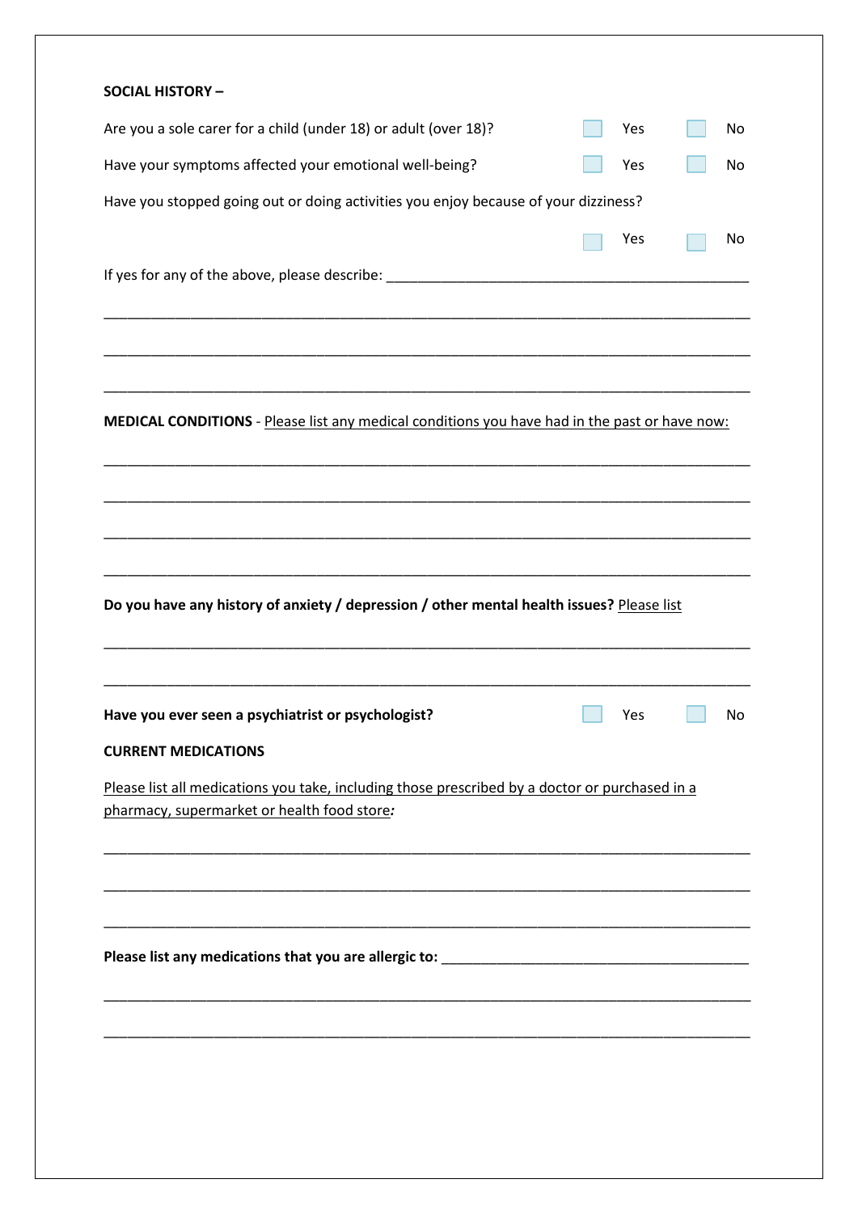**SOCIAL HISTORY –**

Are you a sole carer for a child (under 18) or adult (over 18)? ☐ Yes ☐ No

Have your symptoms affected your emotional well-being? ☐ Yes ☐ No

Have you stopped going out or doing activities you enjoy because of your dizziness?

☐ Yes ☐ No

If yes for any of the above, please describe: ______________________________________________

______________________________________________________________________________

______________________________________________________________________________

______________________________________________________________________________

**MEDICAL CONDITIONS** - Please list any medical conditions you have had in the past or have now:

______________________________________________________________________________

______________________________________________________________________________

______________________________________________________________________________

______________________________________________________________________________

**Do you have any history of anxiety / depression / other mental health issues?** Please list

______________________________________________________________________________

______________________________________________________________________________

**Have you ever seen a psychiatrist or psychologist?** ☐ Yes ☐ No

**CURRENT MEDICATIONS**

Please list all medications you take, including those prescribed by a doctor or purchased in a pharmacy, supermarket or health food store***:***

______________________________________________________________________________

______________________________________________________________________________

______________________________________________________________________________

**Please list any medications that you are allergic to:** ________________________________________

______________________________________________________________________________

______________________________________________________________________________